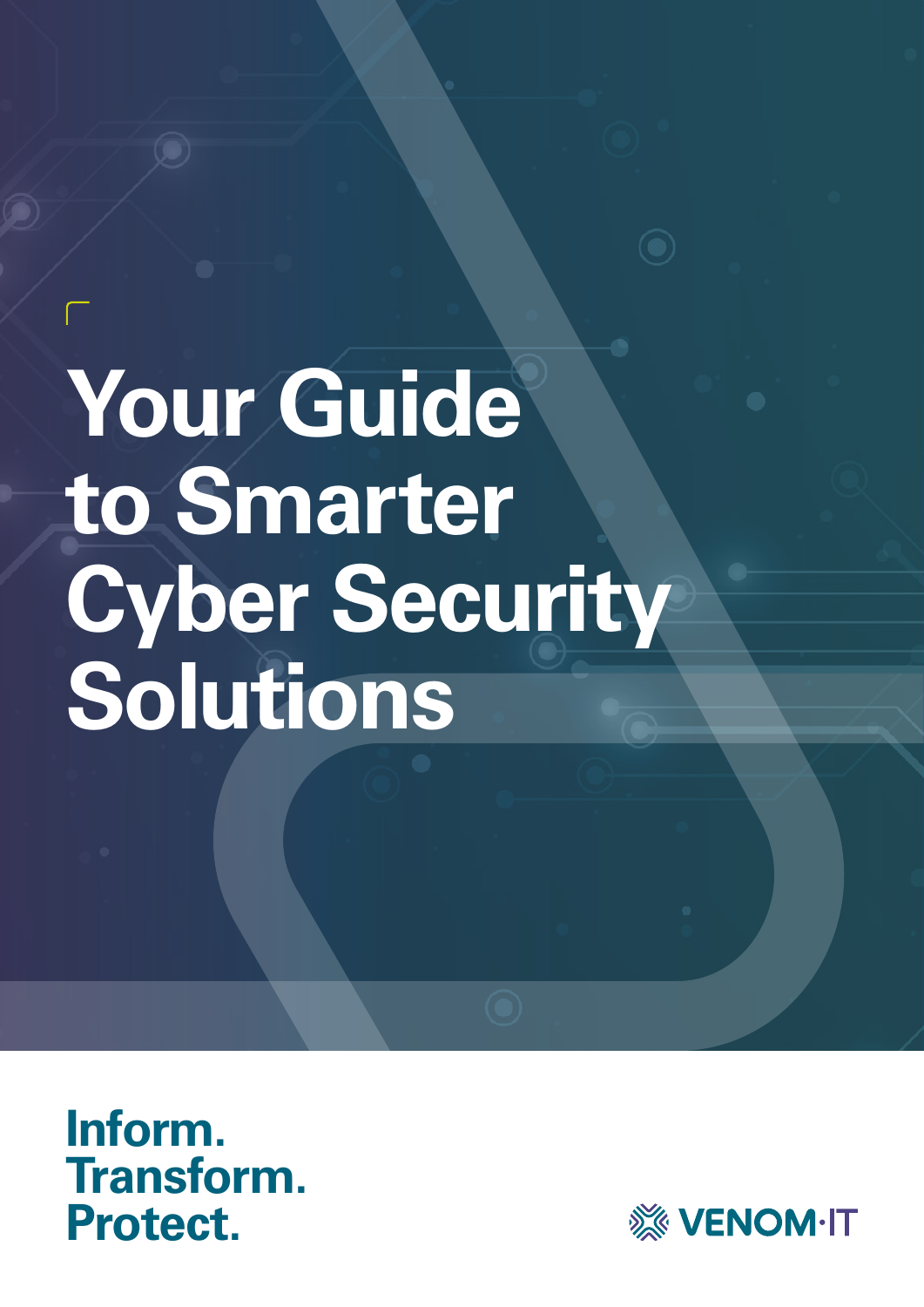# Your Guide to Smarter Cyber Security Solutions

**Inform.
Transform.
Protect.**

VENOM·IT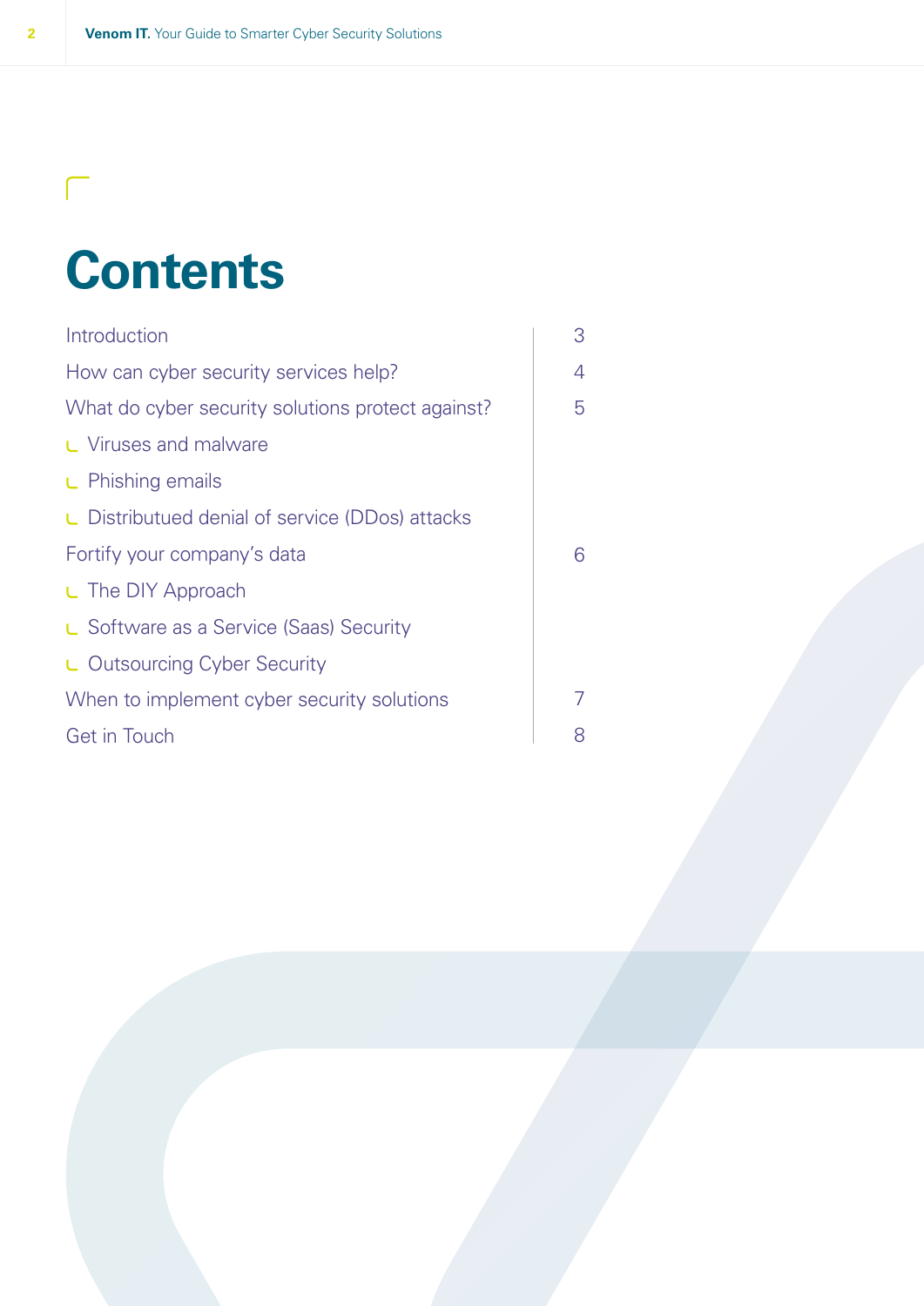# Contents

| | |
|---|---|
| Introduction | 3 |
| How can cyber security services help? | 4 |
| What do cyber security solutions protect against? | 5 |
| ⌞ Viruses and malware | |
| ⌞ Phishing emails | |
| ⌞ Distributued denial of service (DDos) attacks | |
| Fortify your company's data | 6 |
| ⌞ The DIY Approach | |
| ⌞ Software as a Service (Saas) Security | |
| ⌞ Outsourcing Cyber Security | |
| When to implement cyber security solutions | 7 |
| Get in Touch | 8 |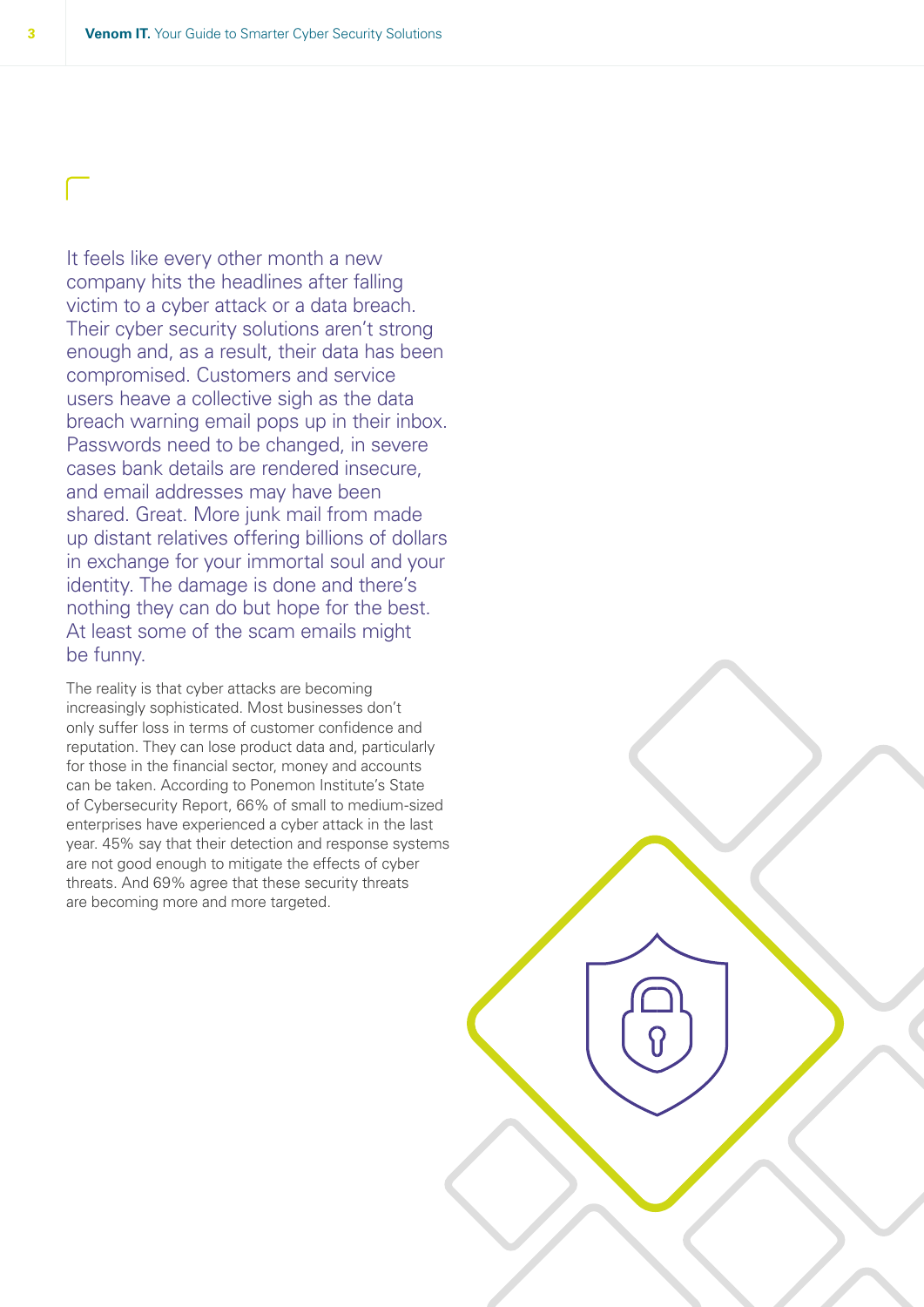It feels like every other month a new company hits the headlines after falling victim to a cyber attack or a data breach. Their cyber security solutions aren't strong enough and, as a result, their data has been compromised. Customers and service users heave a collective sigh as the data breach warning email pops up in their inbox. Passwords need to be changed, in severe cases bank details are rendered insecure, and email addresses may have been shared. Great. More junk mail from made up distant relatives offering billions of dollars in exchange for your immortal soul and your identity. The damage is done and there's nothing they can do but hope for the best. At least some of the scam emails might be funny.

The reality is that cyber attacks are becoming increasingly sophisticated. Most businesses don't only suffer loss in terms of customer confidence and reputation. They can lose product data and, particularly for those in the financial sector, money and accounts can be taken. According to Ponemon Institute's State of Cybersecurity Report, 66% of small to medium-sized enterprises have experienced a cyber attack in the last year. 45% say that their detection and response systems are not good enough to mitigate the effects of cyber threats. And 69% agree that these security threats are becoming more and more targeted.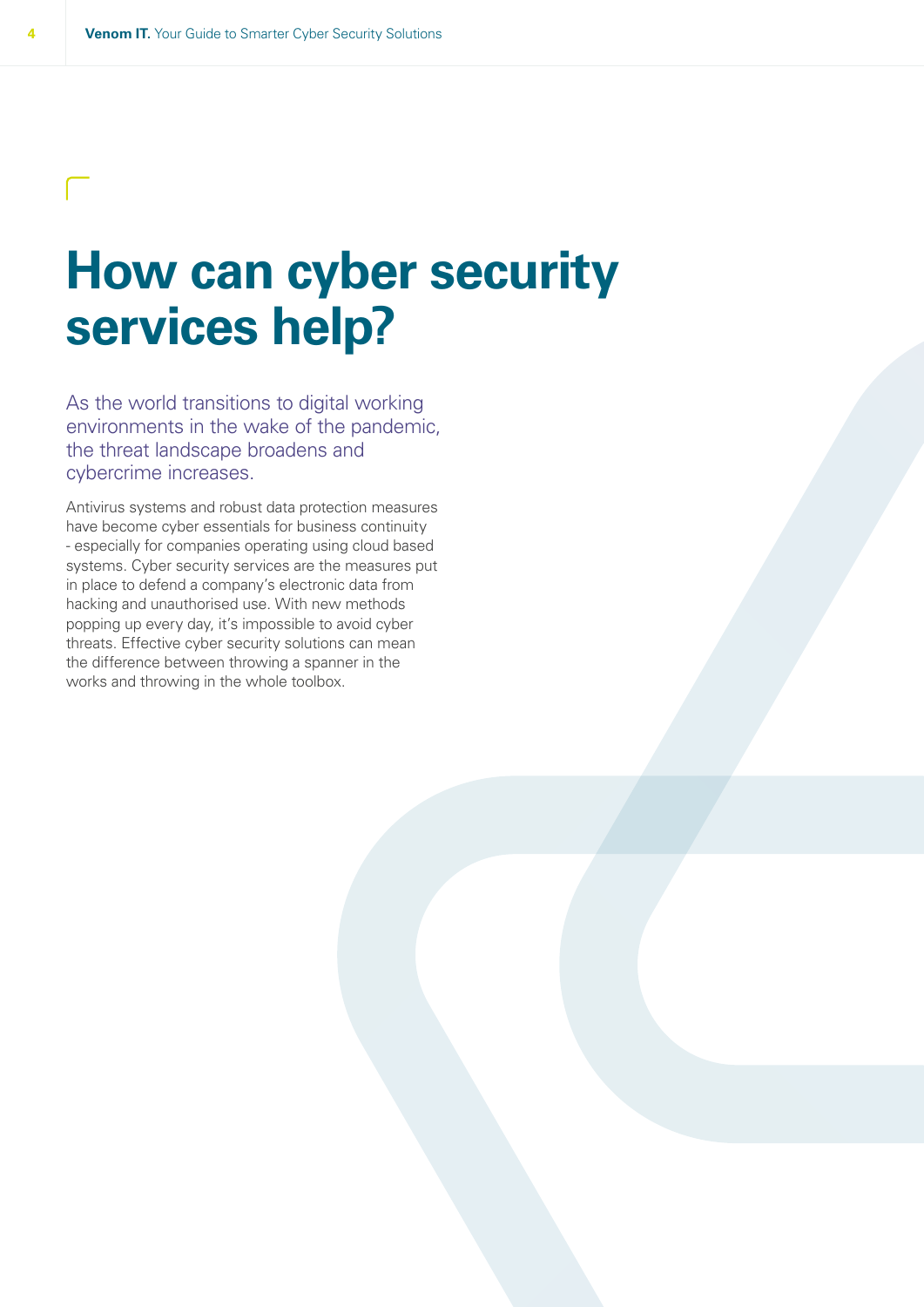# How can cyber security services help?

As the world transitions to digital working environments in the wake of the pandemic, the threat landscape broadens and cybercrime increases.

Antivirus systems and robust data protection measures have become cyber essentials for business continuity - especially for companies operating using cloud based systems. Cyber security services are the measures put in place to defend a company's electronic data from hacking and unauthorised use. With new methods popping up every day, it's impossible to avoid cyber threats. Effective cyber security solutions can mean the difference between throwing a spanner in the works and throwing in the whole toolbox.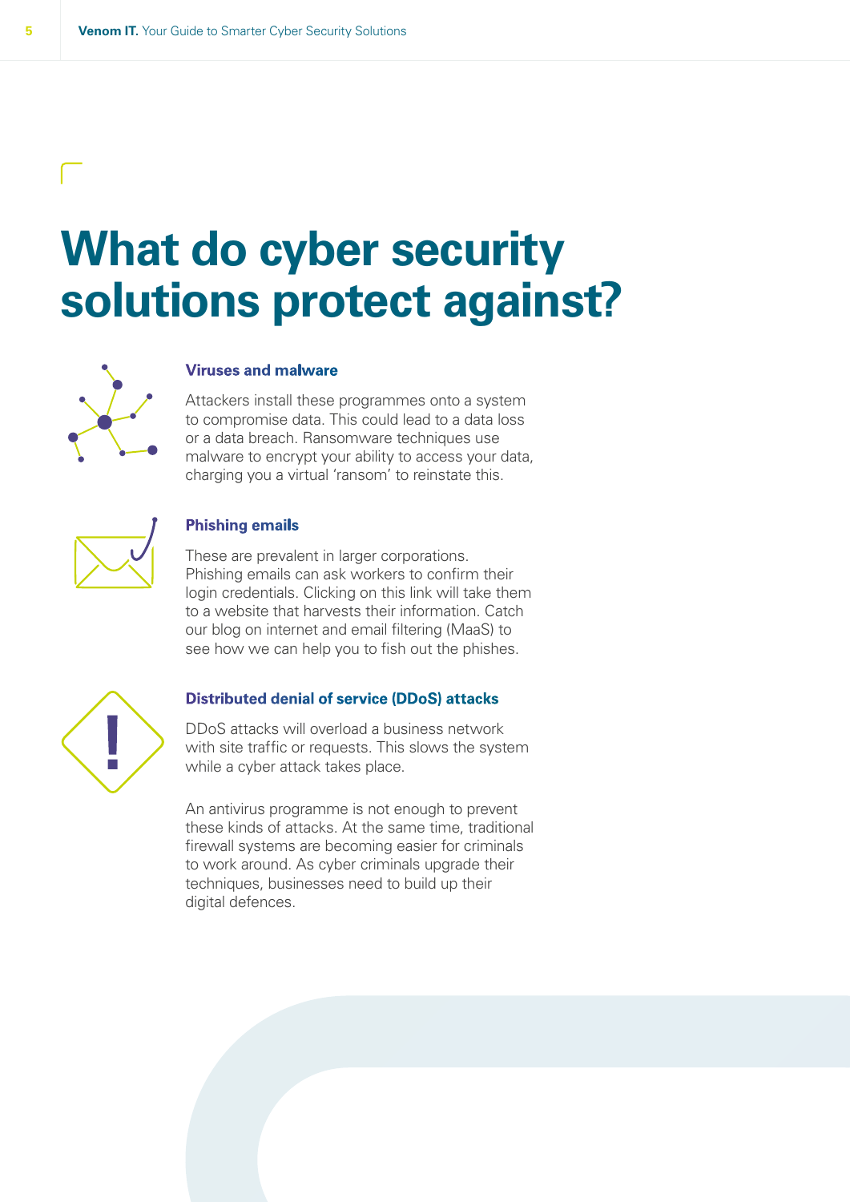# What do cyber security solutions protect against?

### Viruses and malware

Attackers install these programmes onto a system to compromise data. This could lead to a data loss or a data breach. Ransomware techniques use malware to encrypt your ability to access your data, charging you a virtual 'ransom' to reinstate this.

### Phishing emails

These are prevalent in larger corporations. Phishing emails can ask workers to confirm their login credentials. Clicking on this link will take them to a website that harvests their information. Catch our blog on internet and email filtering (MaaS) to see how we can help you to fish out the phishes.

### Distributed denial of service (DDoS) attacks

DDoS attacks will overload a business network with site traffic or requests. This slows the system while a cyber attack takes place.

An antivirus programme is not enough to prevent these kinds of attacks. At the same time, traditional firewall systems are becoming easier for criminals to work around. As cyber criminals upgrade their techniques, businesses need to build up their digital defences.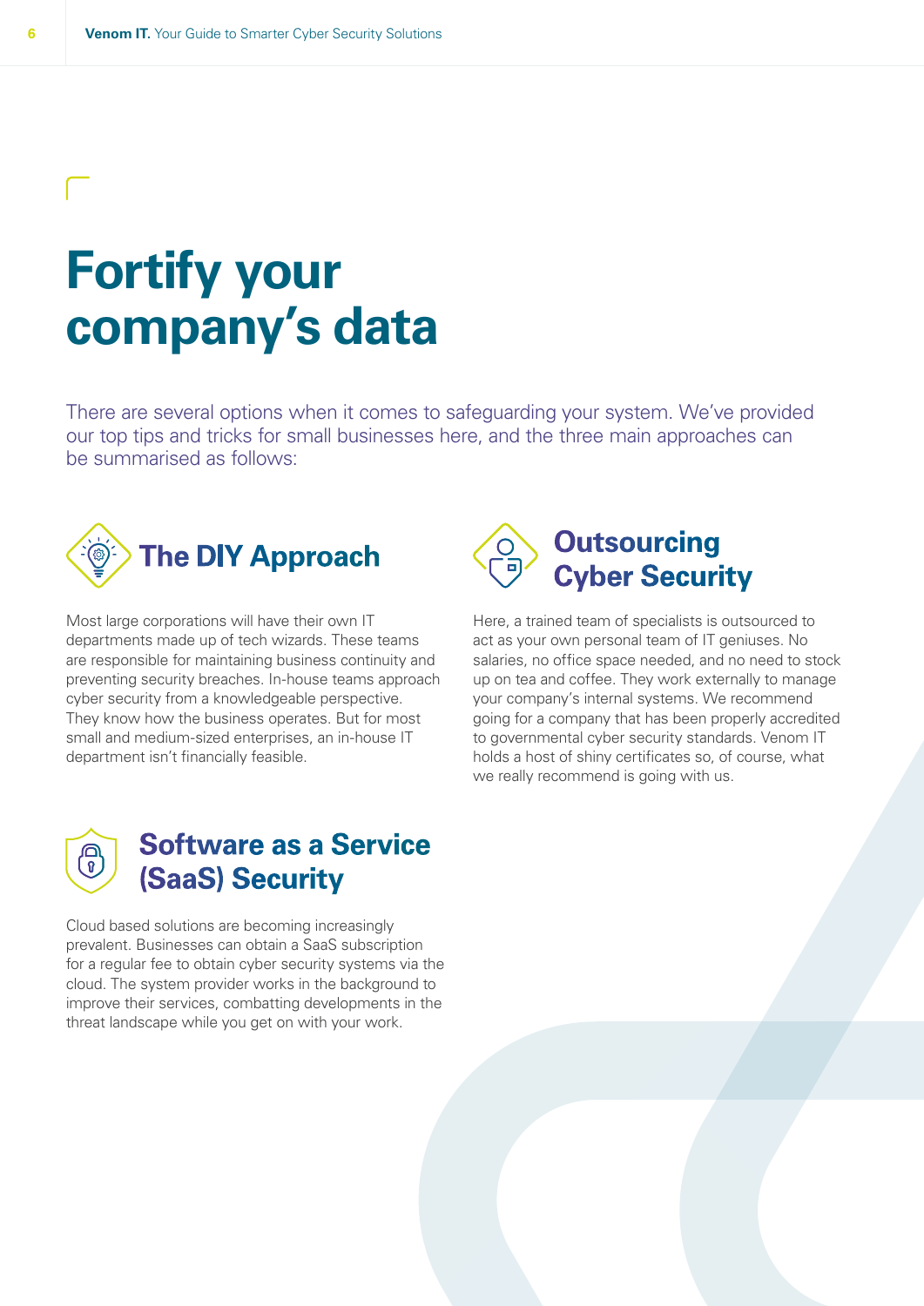# Fortify your company's data

There are several options when it comes to safeguarding your system. We've provided our top tips and tricks for small businesses here, and the three main approaches can be summarised as follows:

## The DIY Approach

Most large corporations will have their own IT departments made up of tech wizards. These teams are responsible for maintaining business continuity and preventing security breaches. In-house teams approach cyber security from a knowledgeable perspective. They know how the business operates. But for most small and medium-sized enterprises, an in-house IT department isn't financially feasible.

## Outsourcing Cyber Security

Here, a trained team of specialists is outsourced to act as your own personal team of IT geniuses. No salaries, no office space needed, and no need to stock up on tea and coffee. They work externally to manage your company's internal systems. We recommend going for a company that has been properly accredited to governmental cyber security standards. Venom IT holds a host of shiny certificates so, of course, what we really recommend is going with us.

## Software as a Service (SaaS) Security

Cloud based solutions are becoming increasingly prevalent. Businesses can obtain a SaaS subscription for a regular fee to obtain cyber security systems via the cloud. The system provider works in the background to improve their services, combatting developments in the threat landscape while you get on with your work.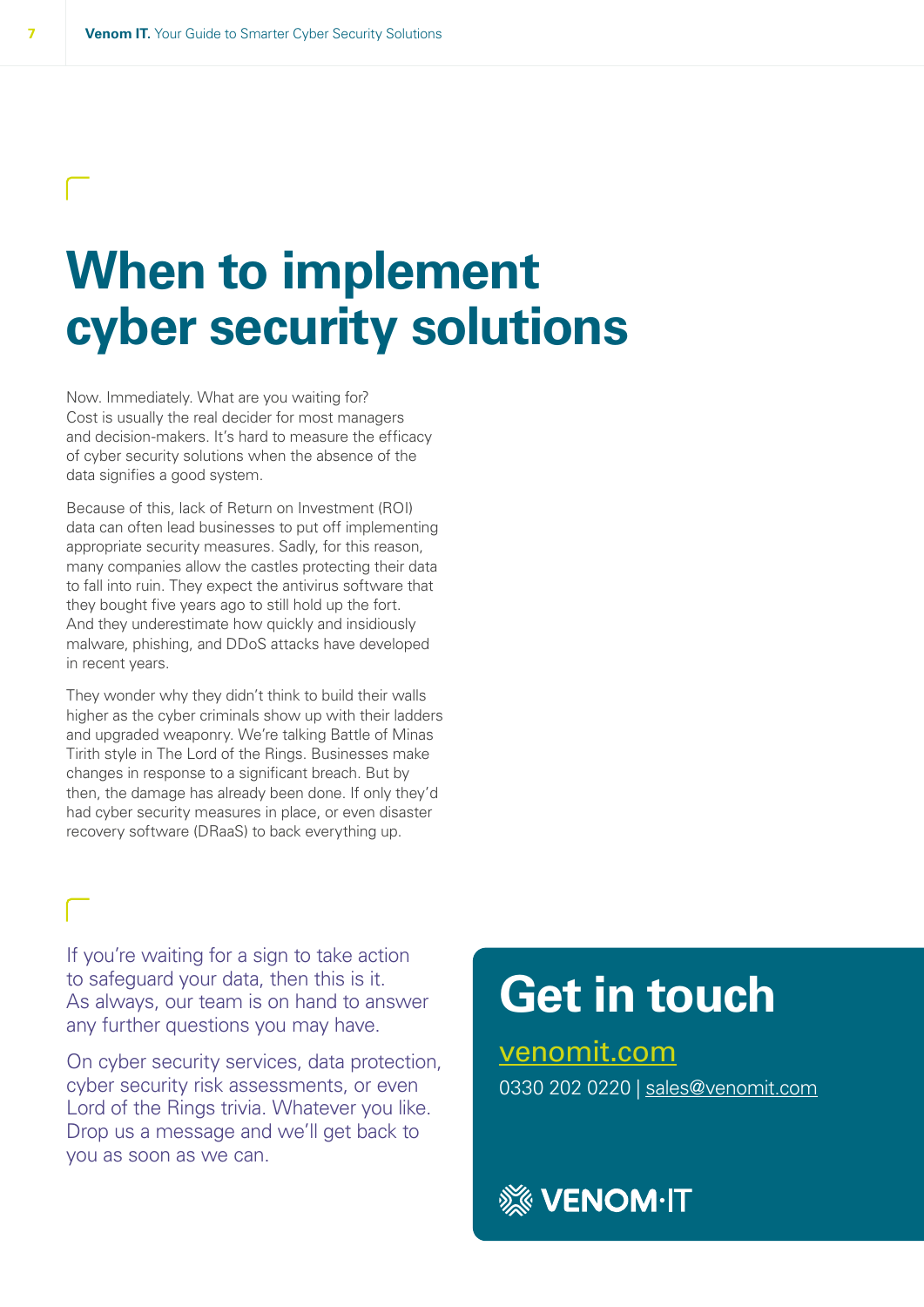# When to implement cyber security solutions

Now. Immediately. What are you waiting for? Cost is usually the real decider for most managers and decision-makers. It's hard to measure the efficacy of cyber security solutions when the absence of the data signifies a good system.

Because of this, lack of Return on Investment (ROI) data can often lead businesses to put off implementing appropriate security measures. Sadly, for this reason, many companies allow the castles protecting their data to fall into ruin. They expect the antivirus software that they bought five years ago to still hold up the fort. And they underestimate how quickly and insidiously malware, phishing, and DDoS attacks have developed in recent years.

They wonder why they didn't think to build their walls higher as the cyber criminals show up with their ladders and upgraded weaponry. We're talking Battle of Minas Tirith style in The Lord of the Rings. Businesses make changes in response to a significant breach. But by then, the damage has already been done. If only they'd had cyber security measures in place, or even disaster recovery software (DRaaS) to back everything up.

If you're waiting for a sign to take action to safeguard your data, then this is it. As always, our team is on hand to answer any further questions you may have.

On cyber security services, data protection, cyber security risk assessments, or even Lord of the Rings trivia. Whatever you like. Drop us a message and we'll get back to you as soon as we can.

## Get in touch

venomit.com

0330 202 0220 | sales@venomit.com

VENOM·IT